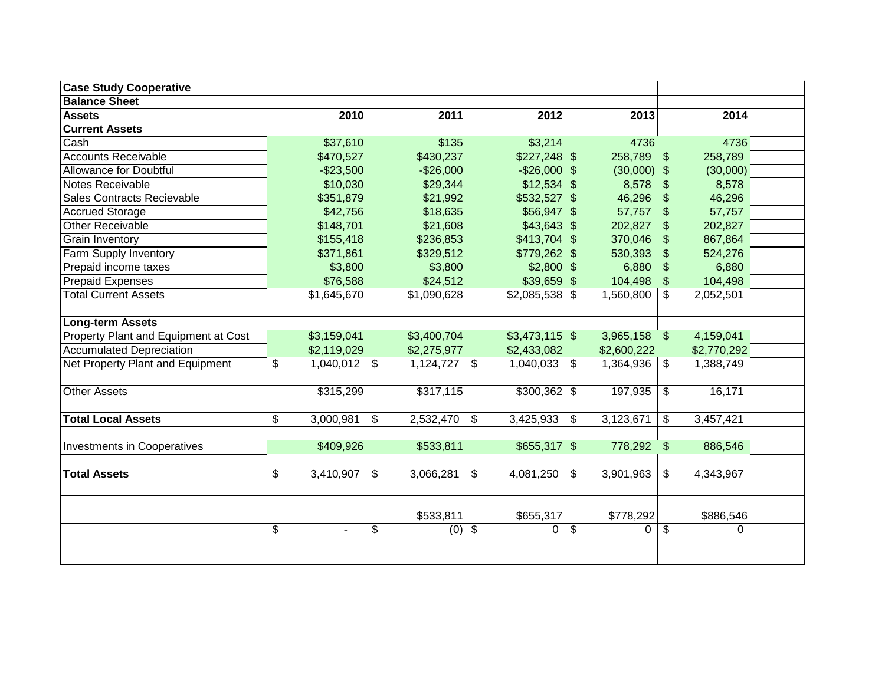| Case Study Cooperative | | | | | | |
|---|---|---|---|---|---|---|
| Balance Sheet | | | | | | |
| **Assets** | **2010** | **2011** | **2012** | **2013** | **2014** | |
| **Current Assets** | | | | | | |
| Cash | $37,610 | $135 | $3,214 | 4736 | 4736 | |
| Accounts Receivable | $470,527 | $430,237 | $227,248 | $ 258,789 | $ 258,789 | |
| Allowance for Doubtful | -$23,500 | -$26,000 | -$26,000 | $ (30,000) | $ (30,000) | |
| Notes Receivable | $10,030 | $29,344 | $12,534 | $ 8,578 | $ 8,578 | |
| Sales Contracts Recievable | $351,879 | $21,992 | $532,527 | $ 46,296 | $ 46,296 | |
| Accrued Storage | $42,756 | $18,635 | $56,947 | $ 57,757 | $ 57,757 | |
| Other Receivable | $148,701 | $21,608 | $43,643 | $ 202,827 | $ 202,827 | |
| Grain Inventory | $155,418 | $236,853 | $413,704 | $ 370,046 | $ 867,864 | |
| Farm Supply Inventory | $371,861 | $329,512 | $779,262 | $ 530,393 | $ 524,276 | |
| Prepaid income taxes | $3,800 | $3,800 | $2,800 | $ 6,880 | $ 6,880 | |
| Prepaid Expenses | $76,588 | $24,512 | $39,659 | $ 104,498 | $ 104,498 | |
| Total Current Assets | $1,645,670 | $1,090,628 | $2,085,538 | $ 1,560,800 | $ 2,052,501 | |
| | | | | | | |
| **Long-term Assets** | | | | | | |
| Property Plant and Equipment at Cost | $3,159,041 | $3,400,704 | $3,473,115 | $ 3,965,158 | $ 4,159,041 | |
| Accumulated Depreciation | $2,119,029 | $2,275,977 | $2,433,082 | $2,600,222 | $2,770,292 | |
| Net Property Plant and Equipment | $ 1,040,012 | $ 1,124,727 | $ 1,040,033 | $ 1,364,936 | $ 1,388,749 | |
| | | | | | | |
| Other Assets | $315,299 | $317,115 | $300,362 | $ 197,935 | $ 16,171 | |
| | | | | | | |
| **Total Local Assets** | $ 3,000,981 | $ 2,532,470 | $ 3,425,933 | $ 3,123,671 | $ 3,457,421 | |
| | | | | | | |
| Investments in Cooperatives | $409,926 | $533,811 | $655,317 | $ 778,292 | $ 886,546 | |
| | | | | | | |
| **Total Assets** | $ 3,410,907 | $ 3,066,281 | $ 4,081,250 | $ 3,901,963 | $ 4,343,967 | |
| | | | | | | |
| | | | | | | |
| | | $533,811 | $655,317 | $778,292 | $886,546 | |
| | $ - | $ (0) | $ 0 | $ 0 | $ 0 | |
| | | | | | | |
| | | | | | | |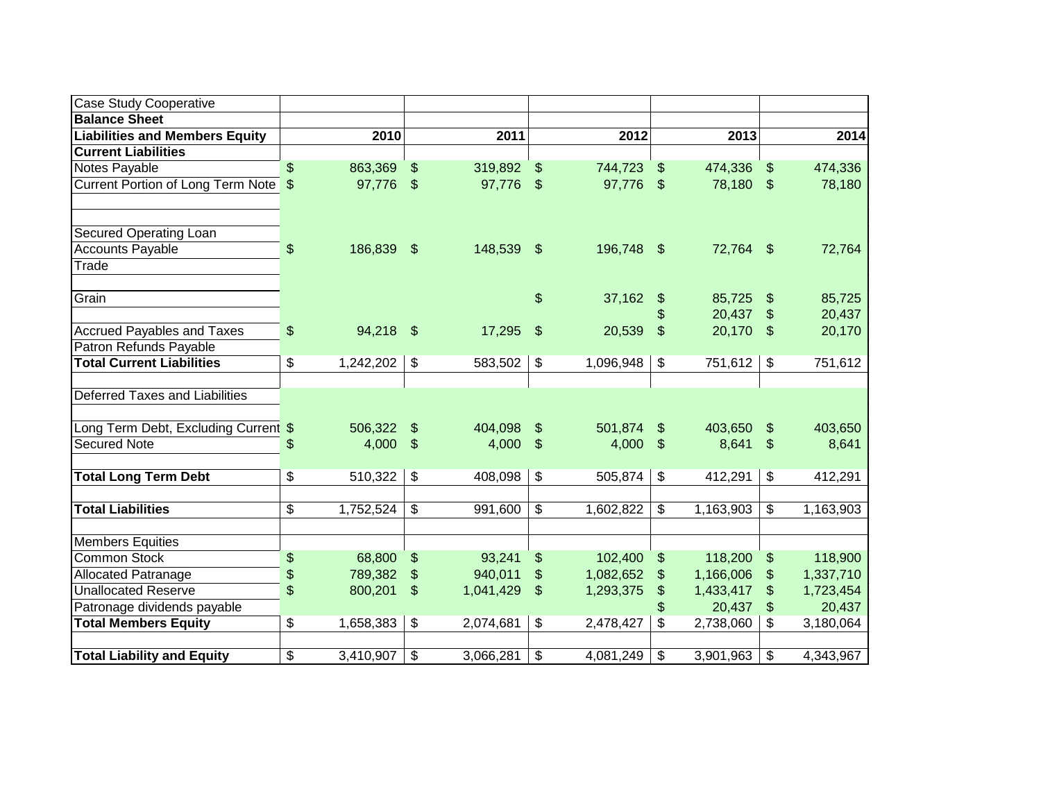| | | | | | |
|---|---|---|---|---|---|
| Case Study Cooperative | | | | | |
| **Balance Sheet** | | | | | |
| **Liabilities and Members Equity** | **2010** | **2011** | **2012** | **2013** | **2014** |
| **Current Liabilities** | | | | | |
| Notes Payable | $ 863,369 | $ 319,892 | $ 744,723 | $ 474,336 | $ 474,336 |
| Current Portion of Long Term Note | $ 97,776 | $ 97,776 | $ 97,776 | $ 78,180 | $ 78,180 |
| | | | | | |
| | | | | | |
| Secured Operating Loan | | | | | |
| Accounts Payable | $ 186,839 | $ 148,539 | $ 196,748 | $ 72,764 | $ 72,764 |
| Trade | | | | | |
| | | | | | |
| Grain | | | $ 37,162 | $ 85,725 | $ 85,725 |
| | | | | $ 20,437 | $ 20,437 |
| Accrued Payables and Taxes | $ 94,218 | $ 17,295 | $ 20,539 | $ 20,170 | $ 20,170 |
| Patron Refunds Payable | | | | | |
| **Total Current Liabilities** | $ 1,242,202 | $ 583,502 | $ 1,096,948 | $ 751,612 | $ 751,612 |
| | | | | | |
| Deferred Taxes and Liabilities | | | | | |
| | | | | | |
| Long Term Debt, Excluding Current | $ 506,322 | $ 404,098 | $ 501,874 | $ 403,650 | $ 403,650 |
| Secured Note | $ 4,000 | $ 4,000 | $ 4,000 | $ 8,641 | $ 8,641 |
| | | | | | |
| **Total Long Term Debt** | $ 510,322 | $ 408,098 | $ 505,874 | $ 412,291 | $ 412,291 |
| | | | | | |
| **Total Liabilities** | $ 1,752,524 | $ 991,600 | $ 1,602,822 | $ 1,163,903 | $ 1,163,903 |
| | | | | | |
| Members Equities | | | | | |
| Common Stock | $ 68,800 | $ 93,241 | $ 102,400 | $ 118,200 | $ 118,900 |
| Allocated Patranage | $ 789,382 | $ 940,011 | $ 1,082,652 | $ 1,166,006 | $ 1,337,710 |
| Unallocated Reserve | $ 800,201 | $ 1,041,429 | $ 1,293,375 | $ 1,433,417 | $ 1,723,454 |
| Patronage dividends payable | | | | $ 20,437 | $ 20,437 |
| **Total Members Equity** | $ 1,658,383 | $ 2,074,681 | $ 2,478,427 | $ 2,738,060 | $ 3,180,064 |
| | | | | | |
| **Total Liability and Equity** | $ 3,410,907 | $ 3,066,281 | $ 4,081,249 | $ 3,901,963 | $ 4,343,967 |